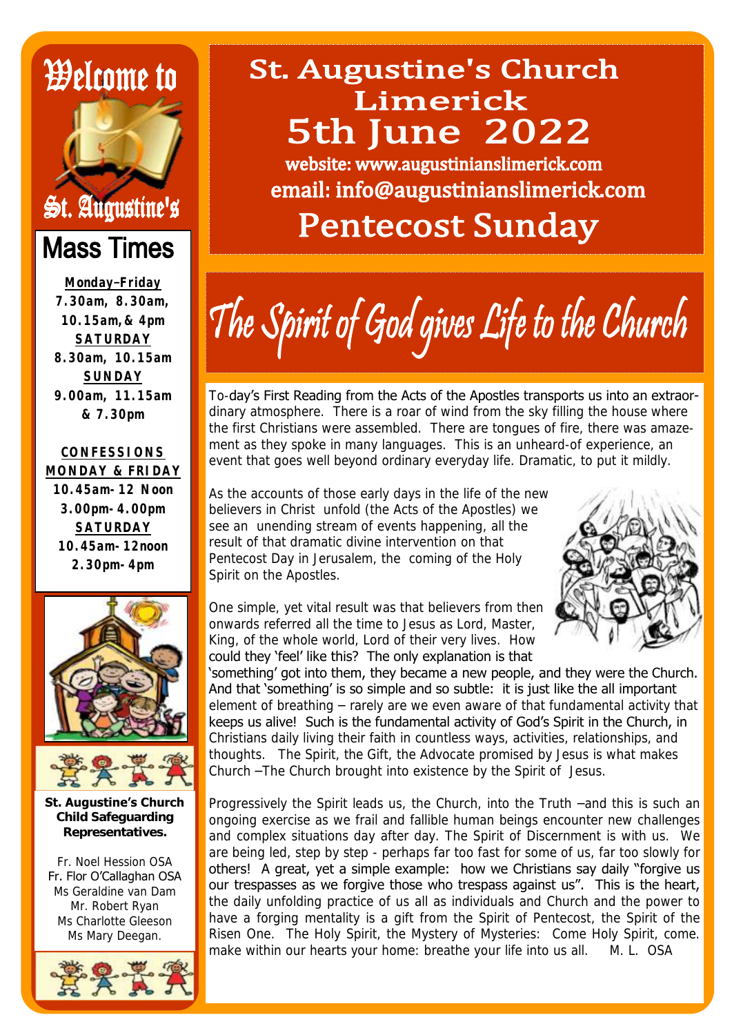# St. Augustine's Church Limerick

## 5th June 2022

website: www.augustinianslimerick.com

email: info@augustinianslimerick.com

## Pentecost Sunday

Welcome to St. Augustine's

## Mass Times

**Monday–Friday**
7.30am, 8.30am, 10.15am, & 4pm

**SATURDAY**
8.30am, 10.15am

**SUNDAY**
9.00am, 11.15am & 7.30pm

**CONFESSIONS**

**MONDAY & FRIDAY**
10.45am- 12 Noon
3.00pm- 4.00pm

**SATURDAY**
10.45am- 12noon
2.30pm- 4pm

**St. Augustine's Church Child Safeguarding Representatives.**

Fr. Noel Hession OSA
Fr. Flor O'Callaghan OSA
Ms Geraldine van Dam
Mr. Robert Ryan
Ms Charlotte Gleeson
Ms Mary Deegan.

# The Spirit of God gives Life to the Church

To-day's First Reading from the Acts of the Apostles transports us into an extraordinary atmosphere. There is a roar of wind from the sky filling the house where the first Christians were assembled. There are tongues of fire, there was amazement as they spoke in many languages. This is an unheard-of experience, an event that goes well beyond ordinary everyday life. Dramatic, to put it mildly.

As the accounts of those early days in the life of the new believers in Christ unfold (the Acts of the Apostles) we see an unending stream of events happening, all the result of that dramatic divine intervention on that Pentecost Day in Jerusalem, the coming of the Holy Spirit on the Apostles.

One simple, yet vital result was that believers from then onwards referred all the time to Jesus as Lord, Master, King, of the whole world, Lord of their very lives. How could they 'feel' like this? The only explanation is that 'something' got into them, they became a new people, and they were the Church. And that 'something' is so simple and so subtle: it is just like the all important element of breathing – rarely are we even aware of that fundamental activity that keeps us alive! Such is the fundamental activity of God's Spirit in the Church, in Christians daily living their faith in countless ways, activities, relationships, and thoughts. The Spirit, the Gift, the Advocate promised by Jesus is what makes Church –The Church brought into existence by the Spirit of Jesus.

Progressively the Spirit leads us, the Church, into the Truth –and this is such an ongoing exercise as we frail and fallible human beings encounter new challenges and complex situations day after day. The Spirit of Discernment is with us. We are being led, step by step - perhaps far too fast for some of us, far too slowly for others! A great, yet a simple example: how we Christians say daily "forgive us our trespasses as we forgive those who trespass against us". This is the heart, the daily unfolding practice of us all as individuals and Church and the power to have a forging mentality is a gift from the Spirit of Pentecost, the Spirit of the Risen One. The Holy Spirit, the Mystery of Mysteries: Come Holy Spirit, come. make within our hearts your home: breathe your life into us all. M. L. OSA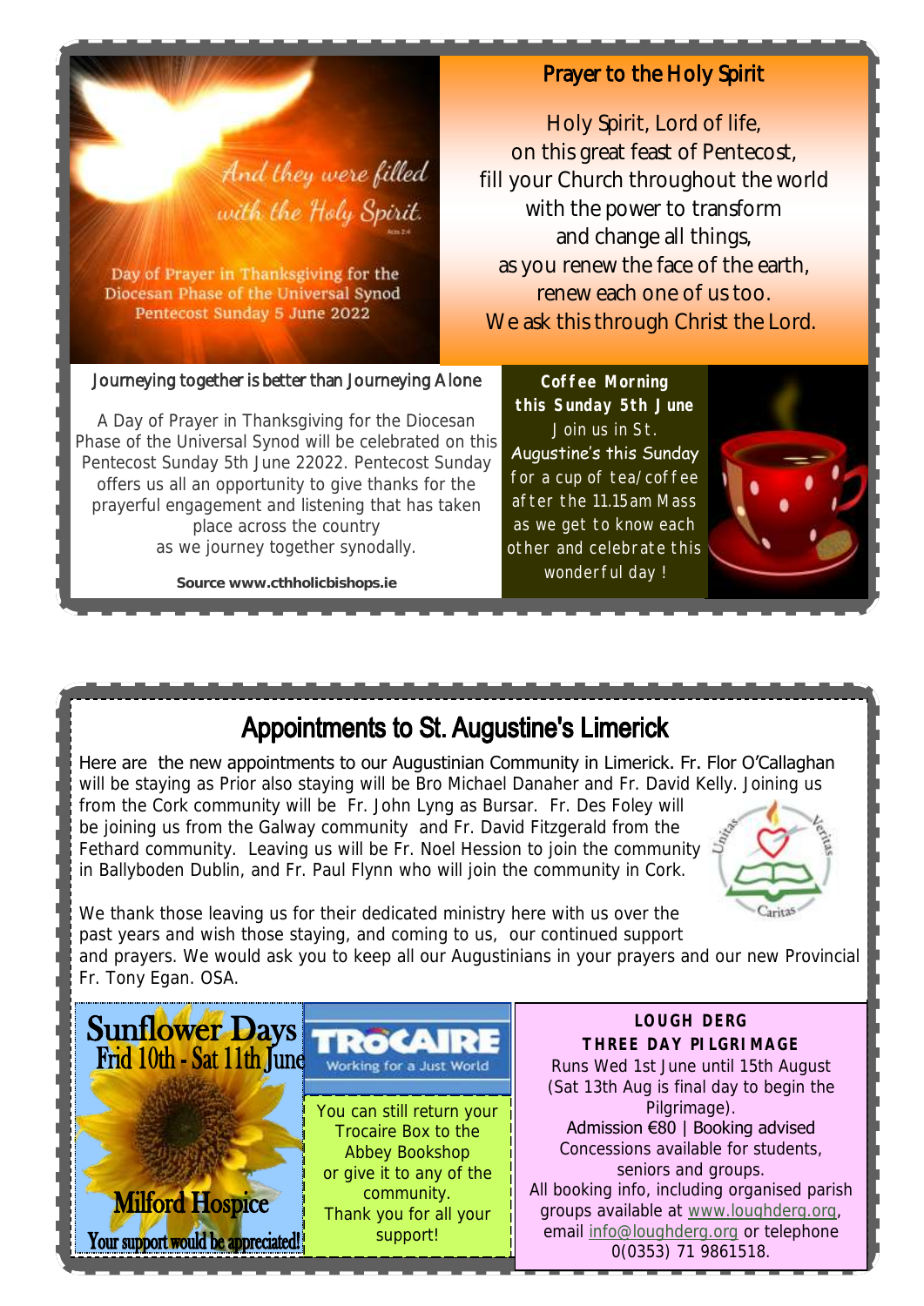And they were filled with the Holy Spirit.

Acts 2:4

Day of Prayer in Thanksgiving for the Diocesan Phase of the Universal Synod
Pentecost Sunday 5 June 2022

## Prayer to the Holy Spirit

Holy Spirit, Lord of life,
on this great feast of Pentecost,
fill your Church throughout the world
with the power to transform
and change all things,
as you renew the face of the earth,
renew each one of us too.
We ask this through Christ the Lord.

### Journeying together is better than Journeying Alone

A Day of Prayer in Thanksgiving for the Diocesan Phase of the Universal Synod will be celebrated on this Pentecost Sunday 5th June 22022. Pentecost Sunday offers us all an opportunity to give thanks for the prayerful engagement and listening that has taken place across the country as we journey together synodally.

**Source www.cthholicbishops.ie**

**Coffee Morning this Sunday 5th June**

Join us in St. Augustine's this Sunday for a cup of tea/coffee after the 11.15am Mass as we get to know each other and celebrate this wonderful day!

## Appointments to St. Augustine's Limerick

Here are the new appointments to our Augustinian Community in Limerick. Fr. Flor O'Callaghan will be staying as Prior also staying will be Bro Michael Danaher and Fr. David Kelly. Joining us from the Cork community will be Fr. John Lyng as Bursar. Fr. Des Foley will be joining us from the Galway community and Fr. David Fitzgerald from the Fethard community. Leaving us will be Fr. Noel Hession to join the community in Ballyboden Dublin, and Fr. Paul Flynn who will join the community in Cork.

We thank those leaving us for their dedicated ministry here with us over the past years and wish those staying, and coming to us, our continued support and prayers. We would ask you to keep all our Augustinians in your prayers and our new Provincial Fr. Tony Egan. OSA.

Unitas Veritas Caritas

**Sunflower Days**
**Frid 10th - Sat 11th June**

**Milford Hospice**

**Your support would be appreciated!**

**TROCAIRE**
Working for a Just World

You can still return your Trocaire Box to the Abbey Bookshop or give it to any of the community.
Thank you for all your support!

**LOUGH DERG**
**THREE DAY PILGRIMAGE**

Runs Wed 1st June until 15th August (Sat 13th Aug is final day to begin the Pilgrimage).
Admission €80 | Booking advised
Concessions available for students, seniors and groups.
All booking info, including organised parish groups available at www.loughderg.org, email info@loughderg.org or telephone 0(0353) 71 9861518.